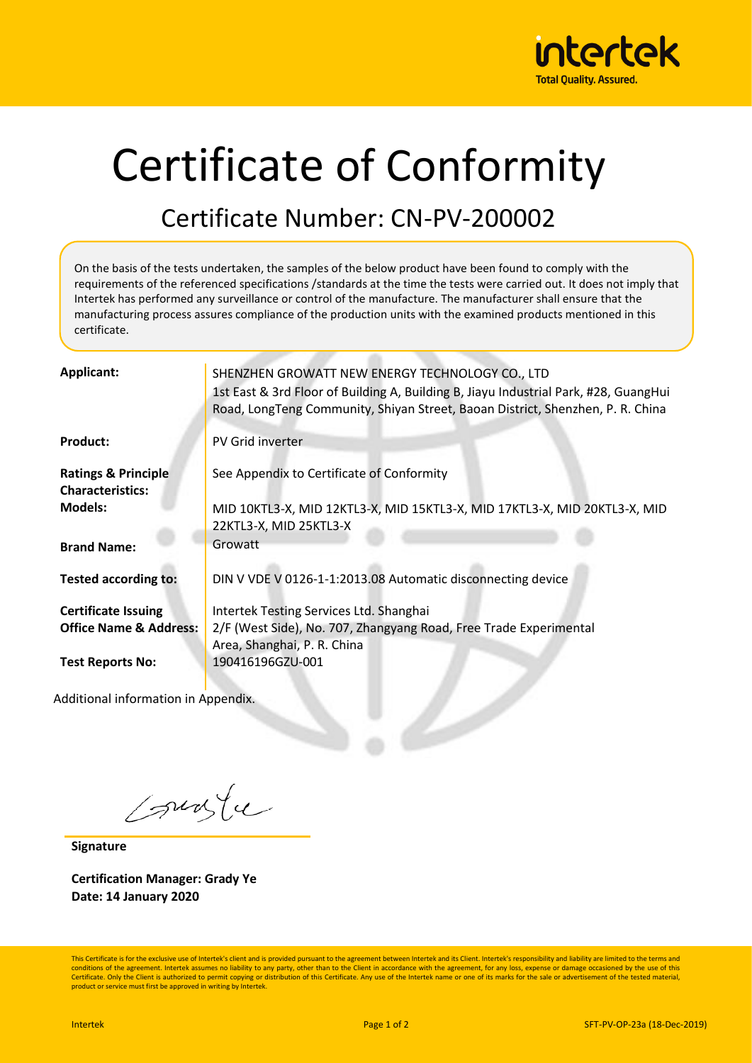# Certificate of Conformity

## Certificate Number: CN-PV-200002

On the basis of the tests undertaken, the samples of the below product have been found to comply with the requirements of the referenced specifications /standards at the time the tests were carried out. It does not imply that Intertek has performed any surveillance or control of the manufacture. The manufacturer shall ensure that the manufacturing process assures compliance of the production units with the examined products mentioned in this certificate.

| | |
|---|---|
| **Applicant:** | SHENZHEN GROWATT NEW ENERGY TECHNOLOGY CO., LTD<br>1st East & 3rd Floor of Building A, Building B, Jiayu Industrial Park, #28, GuangHui Road, LongTeng Community, Shiyan Street, Baoan District, Shenzhen, P. R. China |
| **Product:** | PV Grid inverter |
| **Ratings & Principle Characteristics:** | See Appendix to Certificate of Conformity |
| **Models:** | MID 10KTL3-X, MID 12KTL3-X, MID 15KTL3-X, MID 17KTL3-X, MID 20KTL3-X, MID 22KTL3-X, MID 25KTL3-X |
| **Brand Name:** | Growatt |
| **Tested according to:** | DIN V VDE V 0126-1-1:2013.08 Automatic disconnecting device |
| **Certificate Issuing Office Name & Address:** | Intertek Testing Services Ltd. Shanghai<br>2/F (West Side), No. 707, Zhangyang Road, Free Trade Experimental Area, Shanghai, P. R. China |
| **Test Reports No:** | 190416196GZU-001 |

Additional information in Appendix.

**Signature**

**Certification Manager: Grady Ye**
**Date: 14 January 2020**

This Certificate is for the exclusive use of Intertek's client and is provided pursuant to the agreement between Intertek and its Client. Intertek's responsibility and liability are limited to the terms and conditions of the agreement. Intertek assumes no liability to any party, other than to the Client in accordance with the agreement, for any loss, expense or damage occasioned by the use of this Certificate. Only the Client is authorized to permit copying or distribution of this Certificate. Any use of the Intertek name or one of its marks for the sale or advertisement of the tested material, product or service must first be approved in writing by Intertek.

SFT-PV-OP-23a (18-Dec-2019)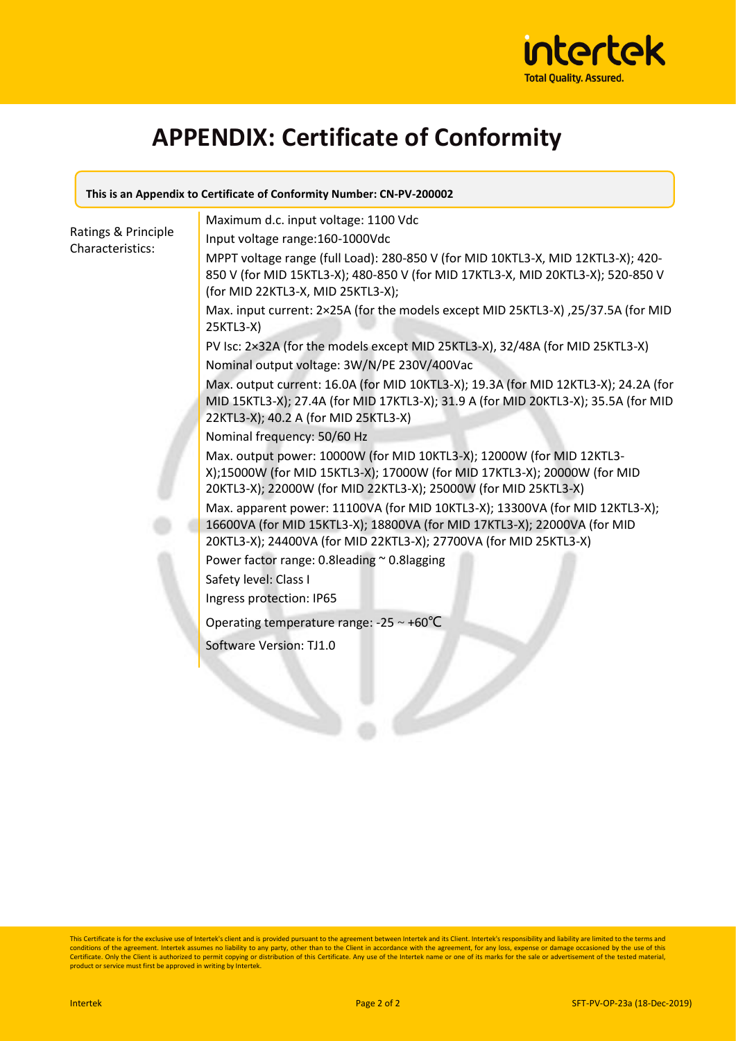# APPENDIX: Certificate of Conformity

**This is an Appendix to Certificate of Conformity Number: CN-PV-200002**

| | |
|---|---|
| Ratings & Principle Characteristics: | Maximum d.c. input voltage: 1100 Vdc<br>Input voltage range:160-1000Vdc<br>MPPT voltage range (full Load): 280-850 V (for MID 10KTL3-X, MID 12KTL3-X); 420-850 V (for MID 15KTL3-X); 480-850 V (for MID 17KTL3-X, MID 20KTL3-X); 520-850 V (for MID 22KTL3-X, MID 25KTL3-X);<br>Max. input current: 2×25A (for the models except MID 25KTL3-X) ,25/37.5A (for MID 25KTL3-X)<br>PV Isc: 2×32A (for the models except MID 25KTL3-X), 32/48A (for MID 25KTL3-X)<br>Nominal output voltage: 3W/N/PE 230V/400Vac<br>Max. output current: 16.0A (for MID 10KTL3-X); 19.3A (for MID 12KTL3-X); 24.2A (for MID 15KTL3-X); 27.4A (for MID 17KTL3-X); 31.9 A (for MID 20KTL3-X); 35.5A (for MID 22KTL3-X); 40.2 A (for MID 25KTL3-X)<br>Nominal frequency: 50/60 Hz<br>Max. output power: 10000W (for MID 10KTL3-X); 12000W (for MID 12KTL3-X);15000W (for MID 15KTL3-X); 17000W (for MID 17KTL3-X); 20000W (for MID 20KTL3-X); 22000W (for MID 22KTL3-X); 25000W (for MID 25KTL3-X)<br>Max. apparent power: 11100VA (for MID 10KTL3-X); 13300VA (for MID 12KTL3-X); 16600VA (for MID 15KTL3-X); 18800VA (for MID 17KTL3-X); 22000VA (for MID 20KTL3-X); 24400VA (for MID 22KTL3-X); 27700VA (for MID 25KTL3-X)<br>Power factor range: 0.8leading ~ 0.8lagging<br>Safety level: Class I<br>Ingress protection: IP65<br>Operating temperature range: -25 ~ +60℃<br>Software Version: TJ1.0 |

This Certificate is for the exclusive use of Intertek's client and is provided pursuant to the agreement between Intertek and its Client. Intertek's responsibility and liability are limited to the terms and conditions of the agreement. Intertek assumes no liability to any party, other than to the Client in accordance with the agreement, for any loss, expense or damage occasioned by the use of this Certificate. Only the Client is authorized to permit copying or distribution of this Certificate. Any use of the Intertek name or one of its marks for the sale or advertisement of the tested material, product or service must first be approved in writing by Intertek.

SFT-PV-OP-23a (18-Dec-2019)